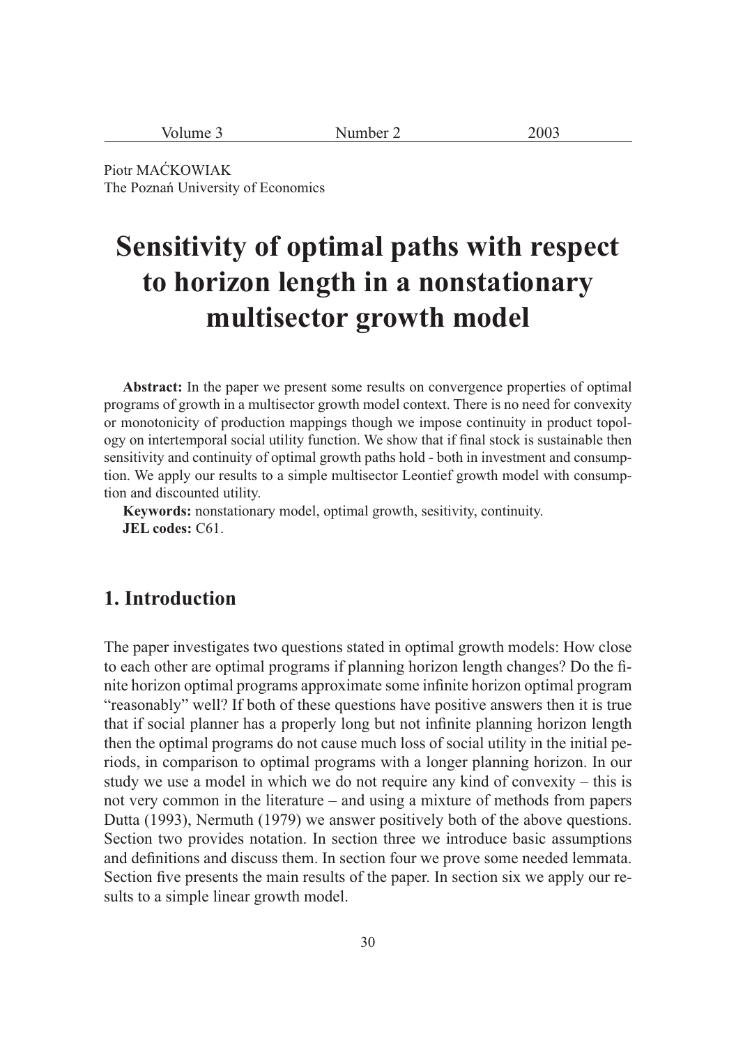Piotr MAĆKOWIAK
The Poznań University of Economics

# Sensitivity of optimal paths with respect to horizon length in a nonstationary multisector growth model

**Abstract:** In the paper we present some results on convergence properties of optimal programs of growth in a multisector growth model context. There is no need for convexity or monotonicity of production mappings though we impose continuity in product topology on intertemporal social utility function. We show that if final stock is sustainable then sensitivity and continuity of optimal growth paths hold - both in investment and consumption. We apply our results to a simple multisector Leontief growth model with consumption and discounted utility.

**Keywords:** nonstationary model, optimal growth, sesitivity, continuity.

**JEL codes:** C61.

## 1. Introduction

The paper investigates two questions stated in optimal growth models: How close to each other are optimal programs if planning horizon length changes? Do the finite horizon optimal programs approximate some infinite horizon optimal program "reasonably" well? If both of these questions have positive answers then it is true that if social planner has a properly long but not infinite planning horizon length then the optimal programs do not cause much loss of social utility in the initial periods, in comparison to optimal programs with a longer planning horizon. In our study we use a model in which we do not require any kind of convexity – this is not very common in the literature – and using a mixture of methods from papers Dutta (1993), Nermuth (1979) we answer positively both of the above questions. Section two provides notation. In section three we introduce basic assumptions and definitions and discuss them. In section four we prove some needed lemmata. Section five presents the main results of the paper. In section six we apply our results to a simple linear growth model.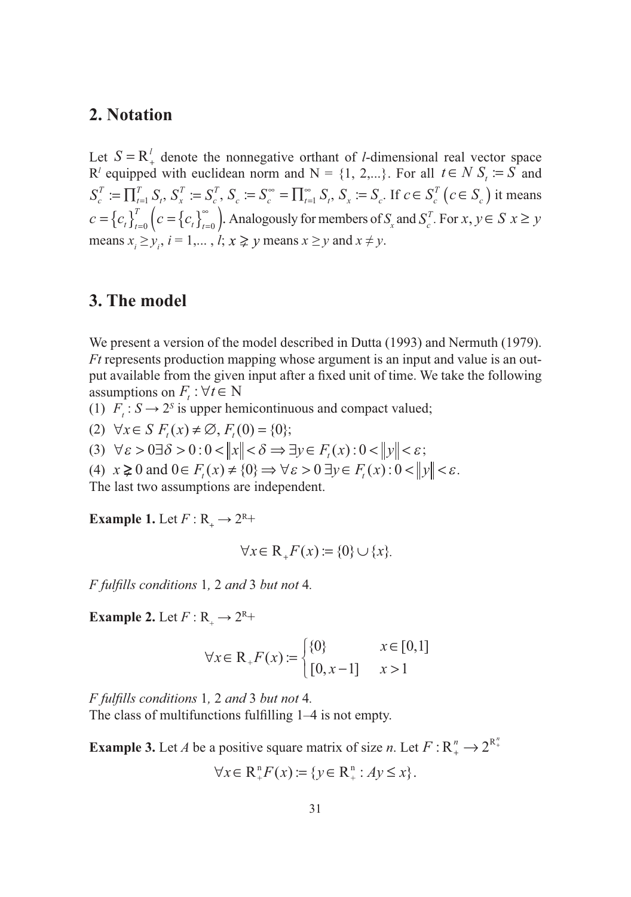## 2. Notation

Let $S = \mathrm{R}_+^l$ denote the nonnegative orthant of $l$-dimensional real vector space $\mathrm{R}^l$ equipped with euclidean norm and $\mathrm{N} = \{1, 2,...\}$. For all $t \in N$ $S_t := S$ and $S_c^T := \prod_{t=1}^T S_t$, $S_x^T := S_c^T$, $S_c := S_c^\infty = \prod_{t=1}^\infty S_t$, $S_x := S_c$. If $c \in S_c^T$ $(c \in S_c)$ it means $c = \{c_t\}_{t=0}^T$ $\left(c = \{c_t\}_{t=0}^\infty\right)$. Analogously for members of $S_x$ and $S_c^T$. For $x, y \in S$ $x \geq y$ means $x_i \geq y_i$, $i = 1,... , l$; $x \gneq y$ means $x \geq y$ and $x \neq y$.

## 3. The model

We present a version of the model described in Dutta (1993) and Nermuth (1979). *Ft* represents production mapping whose argument is an input and value is an output available from the given input after a fixed unit of time. We take the following assumptions on $F_t : \forall t \in \mathrm{N}$

(1) $F_t : S \to 2^S$ is upper hemicontinuous and compact valued;

(2) $\forall x \in S$ $F_t(x) \neq \emptyset$, $F_t(0) = \{0\}$;

(3) $\forall \varepsilon > 0 \exists \delta > 0 : 0 < \|x\| < \delta \Rightarrow \exists y \in F_t(x) : 0 < \|y\| < \varepsilon$;

(4) $x \gneq 0$ and $0 \in F_t(x) \neq \{0\} \Rightarrow \forall \varepsilon > 0$ $\exists y \in F_t(x) : 0 < \|y\| < \varepsilon$.

The last two assumptions are independent.

**Example 1.** Let $F : \mathrm{R}_+ \to 2^{\mathrm{R}+}$

$$\forall x \in \mathrm{R}_+ F(x) := \{0\} \cup \{x\}.$$

*F fulfills conditions* 1*,* 2 *and* 3 *but not* 4*.*

**Example 2.** Let $F : \mathrm{R}_+ \to 2^{\mathrm{R}+}$

$$\forall x \in \mathrm{R}_+ F(x) := \begin{cases} \{0\} & x \in [0,1] \\ [0, x-1] & x > 1 \end{cases}$$

*F fulfills conditions* 1*,* 2 *and* 3 *but not* 4*.*

The class of multifunctions fulfilling 1–4 is not empty.

**Example 3.** Let $A$ be a positive square matrix of size $n$. Let $F : \mathrm{R}_+^n \to 2^{\mathrm{R}_+^n}$

$$\forall x \in \mathrm{R}_+^n F(x) := \{y \in \mathrm{R}_+^n : Ay \leq x\}.$$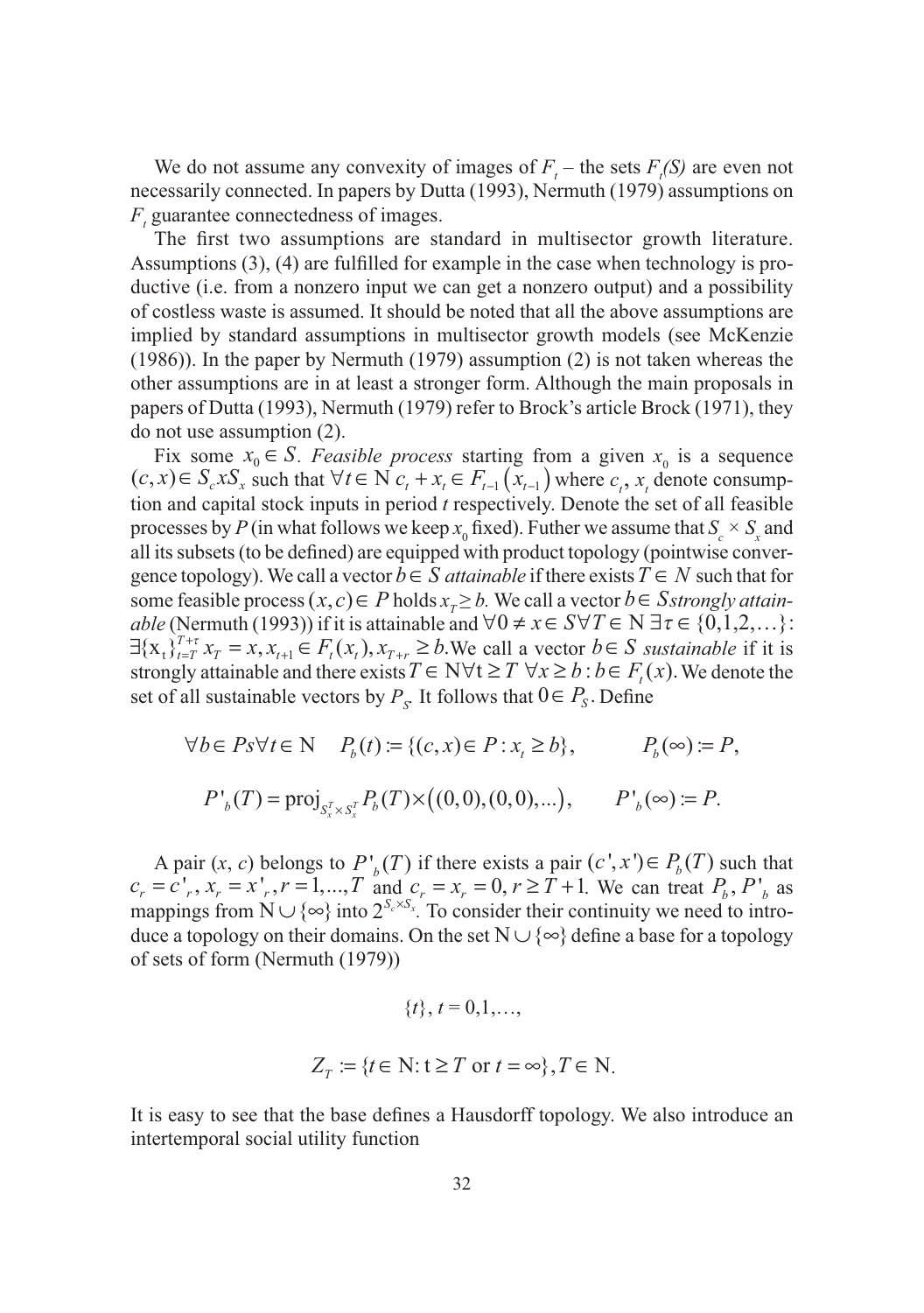We do not assume any convexity of images of $F_t$ – the sets $F_t(S)$ are even not necessarily connected. In papers by Dutta (1993), Nermuth (1979) assumptions on $F_t$ guarantee connectedness of images.

The first two assumptions are standard in multisector growth literature. Assumptions (3), (4) are fulfilled for example in the case when technology is productive (i.e. from a nonzero input we can get a nonzero output) and a possibility of costless waste is assumed. It should be noted that all the above assumptions are implied by standard assumptions in multisector growth models (see McKenzie (1986)). In the paper by Nermuth (1979) assumption (2) is not taken whereas the other assumptions are in at least a stronger form. Although the main proposals in papers of Dutta (1993), Nermuth (1979) refer to Brock's article Brock (1971), they do not use assumption (2).

Fix some $x_0 \in S$. *Feasible process* starting from a given $x_0$ is a sequence $(c,x) \in S_c x S_x$ such that $\forall t \in \mathrm{N}\ c_t + x_t \in F_{t-1}(x_{t-1})$ where $c_t$, $x_t$ denote consumption and capital stock inputs in period $t$ respectively. Denote the set of all feasible processes by $P$ (in what follows we keep $x_0$ fixed). Futher we assume that $S_c \times S_x$ and all its subsets (to be defined) are equipped with product topology (pointwise convergence topology). We call a vector $b \in S$ *attainable* if there exists $T \in N$ such that for some feasible process $(x,c) \in P$ holds $x_T \geq b$. We call a vector $b \in S$ *strongly attainable* (Nermuth (1993)) if it is attainable and $\forall 0 \neq x \in S \forall T \in \mathrm{N}\ \exists \tau \in \{0,1,2,\ldots\}$: $\exists \{\mathrm{x}_t\}_{t=T}^{T+\tau}\ x_T = x, x_{t+1} \in F_t(x_t), x_{T+r} \geq b$. We call a vector $b \in S$ *sustainable* if it is strongly attainable and there exists $T \in \mathrm{N} \forall \mathrm{t} \geq T\ \forall x \geq b : b \in F_t(x)$. We denote the set of all sustainable vectors by $P_S$. It follows that $0 \in P_S$. Define

$$\forall b \in Ps \forall t \in \mathrm{N} \quad P_b(t) := \{(c,x) \in P : x_t \geq b\}, \qquad P_b(\infty) := P,$$

$$P'_b(T) = \mathrm{proj}_{S_x^T \times S_x^T} P_b(T) \times \big((0,0),(0,0),\ldots\big), \qquad P'_b(\infty) := P.$$

A pair $(x, c)$ belongs to $P'_b(T)$ if there exists a pair $(c', x') \in P_b(T)$ such that $c_r = c'_r, x_r = x'_r, r = 1,\ldots,T$ and $c_r = x_r = 0, r \geq T+1$. We can treat $P_b, P'_b$ as mappings from $\mathrm{N} \cup \{\infty\}$ into $2^{S_c \times S_x}$. To consider their continuity we need to introduce a topology on their domains. On the set $\mathrm{N} \cup \{\infty\}$ define a base for a topology of sets of form (Nermuth (1979))

$$\{t\},\ t = 0,1,\ldots,$$

$$Z_T := \{t \in \mathrm{N} \colon \mathrm{t} \geq T \text{ or } t = \infty\}, T \in \mathrm{N}.$$

It is easy to see that the base defines a Hausdorff topology. We also introduce an intertemporal social utility function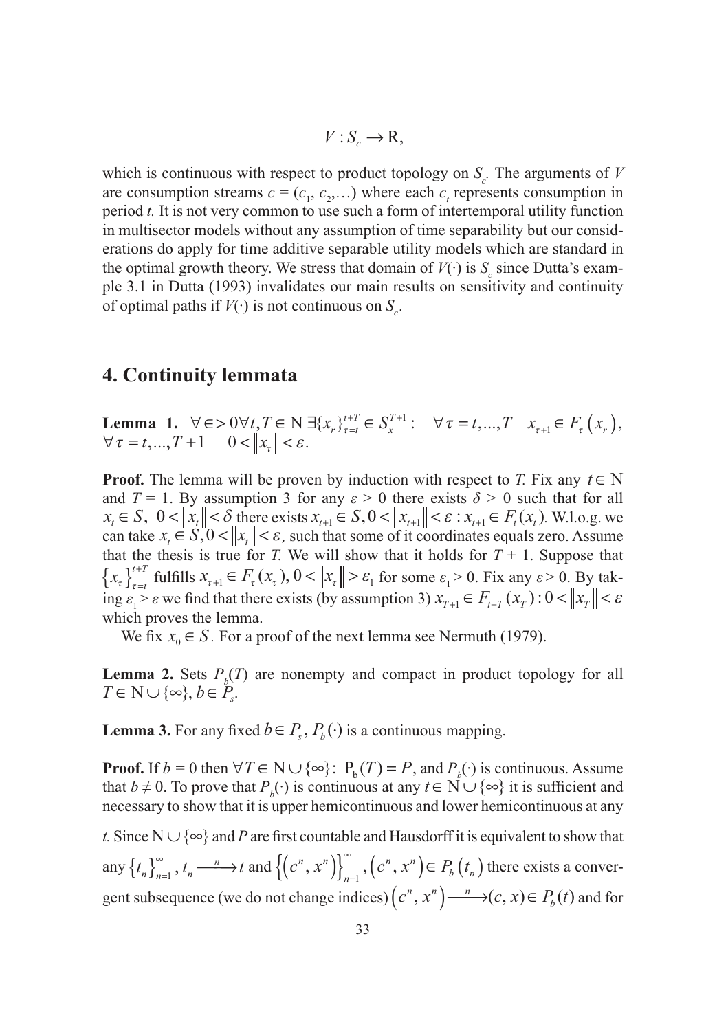$$V : S_c \to \mathrm{R},$$

which is continuous with respect to product topology on $S_c$. The arguments of $V$ are consumption streams $c = (c_1, c_2,\ldots)$ where each $c_t$ represents consumption in period $t$. It is not very common to use such a form of intertemporal utility function in multisector models without any assumption of time separability but our considerations do apply for time additive separable utility models which are standard in the optimal growth theory. We stress that domain of $V(\cdot)$ is $S_c$ since Dutta's example 3.1 in Dutta (1993) invalidates our main results on sensitivity and continuity of optimal paths if $V(\cdot)$ is not continuous on $S_c$.

## 4. Continuity lemmata

**Lemma 1.** $\forall \in > 0 \forall t, T \in \mathrm{N}\ \exists \{x_r\}_{\tau=t}^{t+T} \in S_x^{T+1} : \quad \forall \tau = t,\ldots,T \quad x_{\tau+1} \in F_\tau(x_r)$, $\forall \tau = t,\ldots,T+1 \quad 0 < \|x_\tau\| < \varepsilon$.

**Proof.** The lemma will be proven by induction with respect to $T$. Fix any $t \in \mathrm{N}$ and $T = 1$. By assumption 3 for any $\varepsilon > 0$ there exists $\delta > 0$ such that for all $x_t \in S,\ 0 < \|x_t\| < \delta$ there exists $x_{t+1} \in S, 0 < \|x_{t+1}\| < \varepsilon : x_{t+1} \in F_t(x_t)$. W.l.o.g. we can take $x_t \in S, 0 < \|x_t\| < \varepsilon$, such that some of it coordinates equals zero. Assume that the thesis is true for $T$. We will show that it holds for $T + 1$. Suppose that $\{x_\tau\}_{\tau=t}^{t+T}$ fulfills $x_{\tau+1} \in F_\tau(x_\tau),\ 0 < \|x_\tau\| > \varepsilon_1$ for some $\varepsilon_1 > 0$. Fix any $\varepsilon > 0$. By taking $\varepsilon_1 > \varepsilon$ we find that there exists (by assumption 3) $x_{T+1} \in F_{t+T}(x_T) : 0 < \|x_T\| < \varepsilon$ which proves the lemma.

We fix $x_0 \in S$. For a proof of the next lemma see Nermuth (1979).

**Lemma 2.** Sets $P_b(T)$ are nonempty and compact in product topology for all $T \in \mathrm{N} \cup \{\infty\}$, $b \in P_s$.

**Lemma 3.** For any fixed $b \in P_s$, $P_b(\cdot)$ is a continuous mapping.

**Proof.** If $b = 0$ then $\forall T \in \mathrm{N} \cup \{\infty\}$: $\mathrm{P_b}(T) = P$, and $P_b(\cdot)$ is continuous. Assume that $b \neq 0$. To prove that $P_b(\cdot)$ is continuous at any $t \in \mathrm{N} \cup \{\infty\}$ it is sufficient and necessary to show that it is upper hemicontinuous and lower hemicontinuous at any $t$. Since $\mathrm{N} \cup \{\infty\}$ and $P$ are first countable and Hausdorff it is equivalent to show that any $\{t_n\}_{n=1}^{\infty}$, $t_n \xrightarrow{\ n\ } t$ and $\left\{\left(c^n, x^n\right)\right\}_{n=1}^{\infty}$, $\left(c^n, x^n\right) \in P_b\left(t_n\right)$ there exists a convergent subsequence (we do not change indices) $\left(c^n, x^n\right) \xrightarrow{\ n\ } (c, x) \in P_b(t)$ and for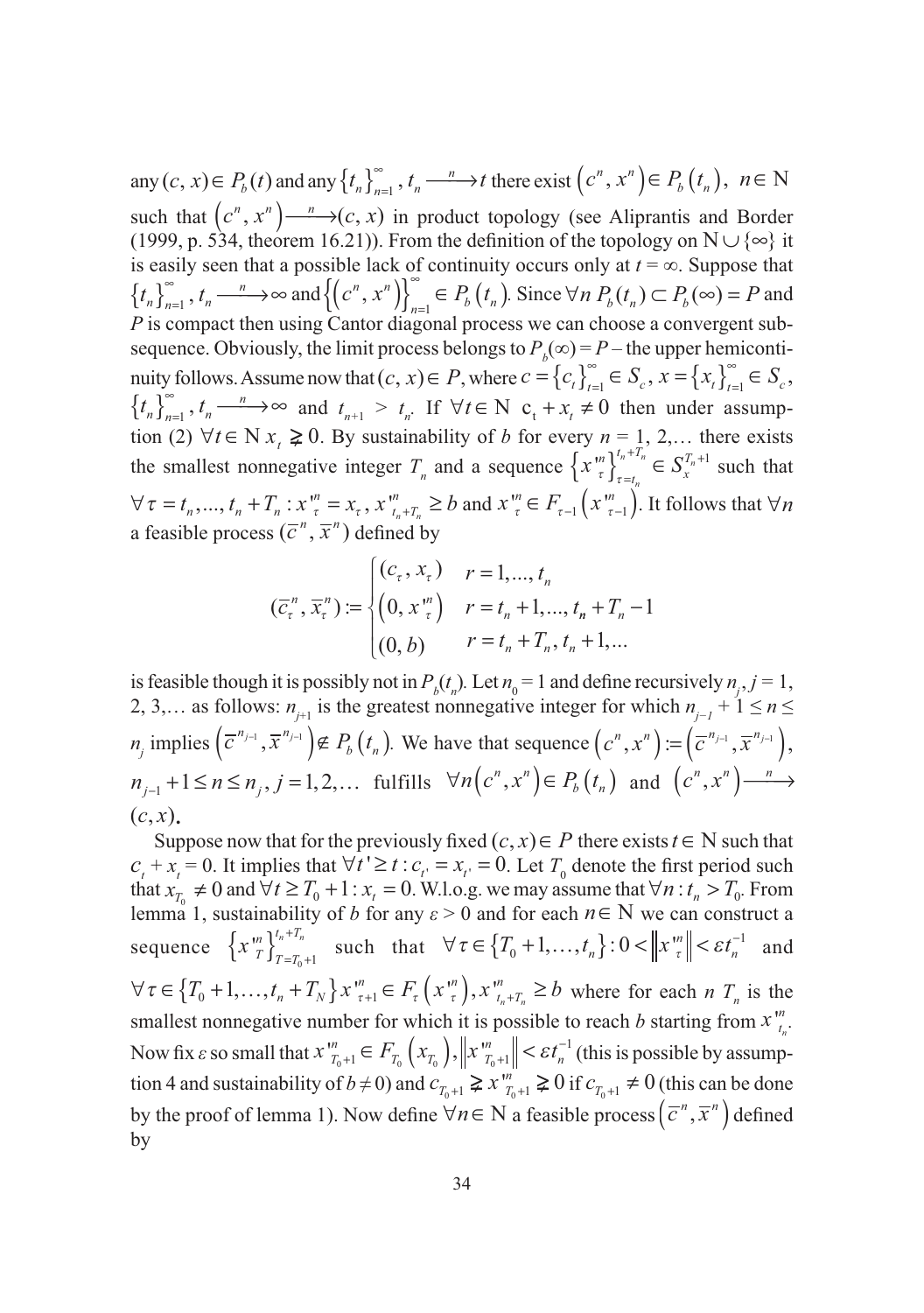any $(c, x) \in P_b(t)$ and any $\{t_n\}_{n=1}^{\infty}$, $t_n \xrightarrow{n} t$ there exist $\left(c^n, x^n\right) \in P_b\left(t_n\right)$, $n \in \mathbb{N}$ such that $\left(c^n, x^n\right) \xrightarrow{n} (c, x)$ in product topology (see Aliprantis and Border (1999, p. 534, theorem 16.21)). From the definition of the topology on $\mathbb{N} \cup \{\infty\}$ it is easily seen that a possible lack of continuity occurs only at $t = \infty$. Suppose that $\{t_n\}_{n=1}^{\infty}$, $t_n \xrightarrow{n} \infty$ and $\left\{\left(c^n, x^n\right)\right\}_{n=1}^{\infty} \in P_b\left(t_n\right)$. Since $\forall n\ P_b(t_n) \subset P_b(\infty) = P$ and $P$ is compact then using Cantor diagonal process we can choose a convergent subsequence. Obviously, the limit process belongs to $P_b(\infty) = P$ – the upper hemicontinuity follows. Assume now that $(c, x) \in P$, where $c = \{c_t\}_{t=1}^{\infty} \in S_c$, $x = \{x_t\}_{t=1}^{\infty} \in S_c$, $\{t_n\}_{n=1}^{\infty}$, $t_n \xrightarrow{n} \infty$ and $t_{n+1} > t_n$. If $\forall t \in \mathbb{N}\ c_t + x_t \neq 0$ then under assumption (2) $\forall t \in \mathbb{N}\ x_t \gneq 0$. By sustainability of $b$ for every $n = 1, 2, \ldots$ there exists the smallest nonnegative integer $T_n$ and a sequence $\left\{x'^n_\tau\right\}_{\tau=t_n}^{t_n+T_n} \in S_x^{T_n+1}$ such that $\forall \tau = t_n, \ldots, t_n + T_n : x'^n_\tau = x_\tau, x'^n_{t_n+T_n} \geq b$ and $x'^n_\tau \in F_{\tau-1}\left(x'^n_{\tau-1}\right)$. It follows that $\forall n$ a feasible process $(\overline{c}^n, \overline{x}^n)$ defined by

$$
(\overline{c}^n_\tau, \overline{x}^n_\tau) := \begin{cases} (c_\tau, x_\tau) & r = 1, \ldots, t_n \\ \left(0, x'^n_\tau\right) & r = t_n + 1, \ldots, t_n + T_n - 1 \\ (0, b) & r = t_n + T_n, t_n + 1, \ldots \end{cases}
$$

is feasible though it is possibly not in $P_b(t_n)$. Let $n_0 = 1$ and define recursively $n_j$, $j = 1, 2, 3, \ldots$ as follows: $n_{j+1}$ is the greatest nonnegative integer for which $n_{j-1} + 1 \leq n \leq n_j$ implies $\left(\overline{c}^{n_{j-1}}, \overline{x}^{n_{j-1}}\right) \notin P_b\left(t_n\right)$. We have that sequence $\left(c^n, x^n\right) := \left(\overline{c}^{n_{j-1}}, \overline{x}^{n_{j-1}}\right)$, $n_{j-1} + 1 \leq n \leq n_j$, $j = 1, 2, \ldots$ fulfills $\forall n \left(c^n, x^n\right) \in P_b\left(t_n\right)$ and $\left(c^n, x^n\right) \xrightarrow{n} (c, x)$.

Suppose now that for the previously fixed $(c, x) \in P$ there exists $t \in \mathbb{N}$ such that $c_t + x_t = 0$. It implies that $\forall t' \geq t : c_{t'} = x_{t'} = 0$. Let $T_0$ denote the first period such that $x_{T_0} \neq 0$ and $\forall t \geq T_0 + 1 : x_t = 0$. W.l.o.g. we may assume that $\forall n : t_n > T_0$. From lemma 1, sustainability of $b$ for any $\varepsilon > 0$ and for each $n \in \mathbb{N}$ we can construct a sequence $\left\{x'^n_T\right\}_{T=T_0+1}^{t_n+T_n}$ such that $\forall \tau \in \{T_0 + 1, \ldots, t_n\} : 0 < \left\|x'^n_\tau\right\| < \varepsilon t_n^{-1}$ and $\forall \tau \in \{T_0 + 1, \ldots, t_n + T_N\}\ x'^n_{\tau+1} \in F_\tau\left(x'^n_\tau\right), x'^n_{t_n+T_n} \geq b$ where for each $n$ $T_n$ is the smallest nonnegative number for which it is possible to reach $b$ starting from $x'^n_{t_n}$. Now fix $\varepsilon$ so small that $x'^n_{T_0+1} \in F_{T_0}\left(x_{T_0}\right), \left\|x'^n_{T_0+1}\right\| < \varepsilon t_n^{-1}$ (this is possible by assumption 4 and sustainability of $b \neq 0$) and $c_{T_0+1} \gneq x'^n_{T_0+1} \gneq 0$ if $c_{T_0+1} \neq 0$ (this can be done by the proof of lemma 1). Now define $\forall n \in \mathbb{N}$ a feasible process $\left(\overline{c}^n, \overline{x}^n\right)$ defined by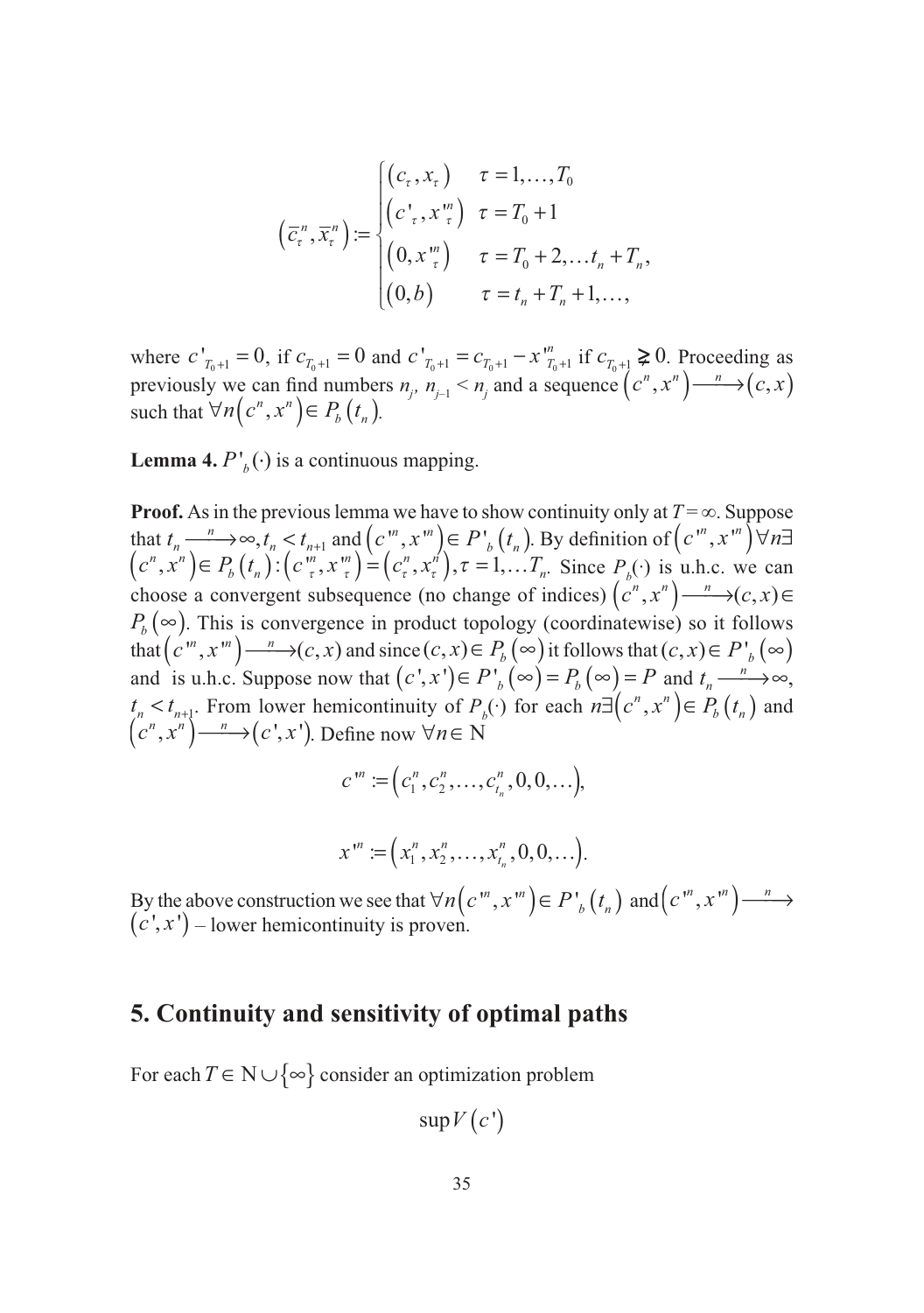$$
\left(\bar{c}^{n}_{\tau}, \bar{x}^{n}_{\tau}\right) := \begin{cases} \left(c_{\tau}, x_{\tau}\right) & \tau = 1, \ldots, T_0 \\ \left(c'_{\tau}, x'^{n}_{\tau}\right) & \tau = T_0 + 1 \\ \left(0, x'^{n}_{\tau}\right) & \tau = T_0 + 2, \ldots t_n + T_n, \\ \left(0, b\right) & \tau = t_n + T_n + 1, \ldots, \end{cases}
$$

where $c'_{T_0+1} = 0$, if $c_{T_0+1} = 0$ and $c'_{T_0+1} = c_{T_0+1} - x'^{n}_{T_0+1}$ if $c_{T_0+1} \gneq 0$. Proceeding as previously we can find numbers $n_j$, $n_{j-1} < n_j$ and a sequence $\left(c^n, x^n\right) \xrightarrow{n} \left(c, x\right)$ such that $\forall n \left(c^n, x^n\right) \in P_b\left(t_n\right)$.

**Lemma 4.** $P'_b(\cdot)$ is a continuous mapping.

**Proof.** As in the previous lemma we have to show continuity only at $T = \infty$. Suppose that $t_n \xrightarrow{n} \infty, t_n < t_{n+1}$ and $\left(c'^n, x'^n\right) \in P'_b\left(t_n\right)$. By definition of $\left(c'^n, x'^n\right) \forall n \exists$ $\left(c^n, x^n\right) \in P_b\left(t_n\right) : \left(c'^{n}_{\tau}, x'^{n}_{\tau}\right) = \left(c^{n}_{\tau}, x^{n}_{\tau}\right), \tau = 1, \ldots T_n$. Since $P_b(\cdot)$ is u.h.c. we can choose a convergent subsequence (no change of indices) $\left(c^n, x^n\right) \xrightarrow{n} (c, x) \in$ $P_b\left(\infty\right)$. This is convergence in product topology (coordinatewise) so it follows that $\left(c'^n, x'^n\right) \xrightarrow{n} (c, x)$ and since $(c, x) \in P_b\left(\infty\right)$ it follows that $(c, x) \in P'_b\left(\infty\right)$ and is u.h.c. Suppose now that $\left(c', x'\right) \in P'_b\left(\infty\right) = P_b\left(\infty\right) = P$ and $t_n \xrightarrow{n} \infty$, $t_n < t_{n+1}$. From lower hemicontinuity of $P_b(\cdot)$ for each $n \exists \left(c^n, x^n\right) \in P_b\left(t_n\right)$ and $\left(c^n, x^n\right) \xrightarrow{n} \left(c', x'\right)$. Define now $\forall n \in \mathbb{N}$

$$
c'^n := \left(c^n_1, c^n_2, \ldots, c^n_{t_n}, 0, 0, \ldots\right),
$$

$$
x'^n := \left(x^n_1, x^n_2, \ldots, x^n_{t_n}, 0, 0, \ldots\right).
$$

By the above construction we see that $\forall n \left(c'^n, x'^n\right) \in P'_b\left(t_n\right)$ and $\left(c'^n, x'^n\right) \xrightarrow{n}$ $\left(c', x'\right)$ – lower hemicontinuity is proven.

## 5. Continuity and sensitivity of optimal paths

For each $T \in \mathbb{N} \cup \{\infty\}$ consider an optimization problem

$$
\sup V\left(c'\right)
$$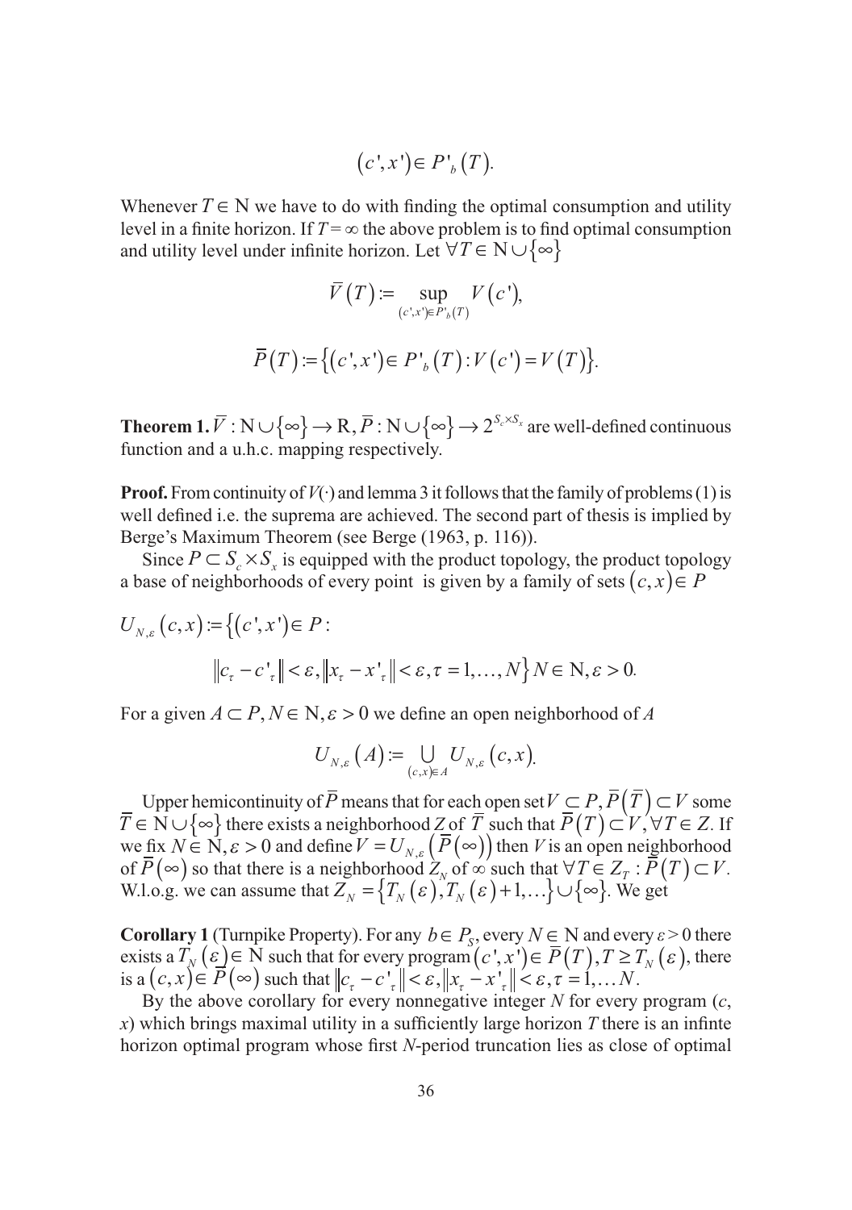$$(c', x') \in P'_b(T).$$

Whenever $T \in \mathrm{N}$ we have to do with finding the optimal consumption and utility level in a finite horizon. If $T = \infty$ the above problem is to find optimal consumption and utility level under infinite horizon. Let $\forall T \in \mathrm{N} \cup \{\infty\}$

$$\bar{V}(T) := \sup_{(c',x') \in P'_b(T)} V(c'),$$

$$\bar{P}(T) := \{(c', x') \in P'_b(T) : V(c') = V(T)\}.$$

**Theorem 1.** $\bar{V} : \mathrm{N} \cup \{\infty\} \to \mathrm{R}, \bar{P} : \mathrm{N} \cup \{\infty\} \to 2^{S_c \times S_x}$ are well-defined continuous function and a u.h.c. mapping respectively.

**Proof.** From continuity of $V(\cdot)$ and lemma 3 it follows that the family of problems (1) is well defined i.e. the suprema are achieved. The second part of thesis is implied by Berge's Maximum Theorem (see Berge (1963, p. 116)).

Since $P \subset S_c \times S_x$ is equipped with the product topology, the product topology a base of neighborhoods of every point is given by a family of sets $(c, x) \in P$

$$U_{N,\varepsilon}(c, x) := \{(c', x') \in P :$$
$$\|c_\tau - c'_\tau\| < \varepsilon, \|x_\tau - x'_\tau\| < \varepsilon, \tau = 1, \ldots, N\} N \in \mathrm{N}, \varepsilon > 0.$$

For a given $A \subset P, N \in \mathrm{N}, \varepsilon > 0$ we define an open neighborhood of $A$

$$U_{N,\varepsilon}(A) := \bigcup_{(c,x) \in A} U_{N,\varepsilon}(c, x).$$

Upper hemicontinuity of $\bar{P}$ means that for each open set $V \subset P, \bar{P}(\bar{T}) \subset V$ some $\bar{T} \in \mathrm{N} \cup \{\infty\}$ there exists a neighborhood $Z$ of $\bar{T}$ such that $\bar{P}(T) \subset V, \forall T \in Z$. If we fix $N \in \mathrm{N}, \varepsilon > 0$ and define $V = U_{N,\varepsilon}(\bar{P}(\infty))$ then $V$ is an open neighborhood of $\bar{P}(\infty)$ so that there is a neighborhood $Z_N$ of $\infty$ such that $\forall T \in Z_T : \bar{P}(T) \subset V$. W.l.o.g. we can assume that $Z_N = \{T_N(\varepsilon), T_N(\varepsilon) + 1, \ldots\} \cup \{\infty\}$. We get

**Corollary 1** (Turnpike Property). For any $b \in P_S$, every $N \in \mathrm{N}$ and every $\varepsilon > 0$ there exists a $T_N(\varepsilon) \in \mathrm{N}$ such that for every program $(c', x') \in \bar{P}(T), T \geq T_N(\varepsilon)$, there is a $(c, x) \in \bar{P}(\infty)$ such that $\|c_\tau - c'_\tau\| < \varepsilon, \|x_\tau - x'_\tau\| < \varepsilon, \tau = 1, \ldots N$.

By the above corollary for every nonnegative integer $N$ for every program $(c, x)$ which brings maximal utility in a sufficiently large horizon $T$ there is an infinte horizon optimal program whose first $N$-period truncation lies as close of optimal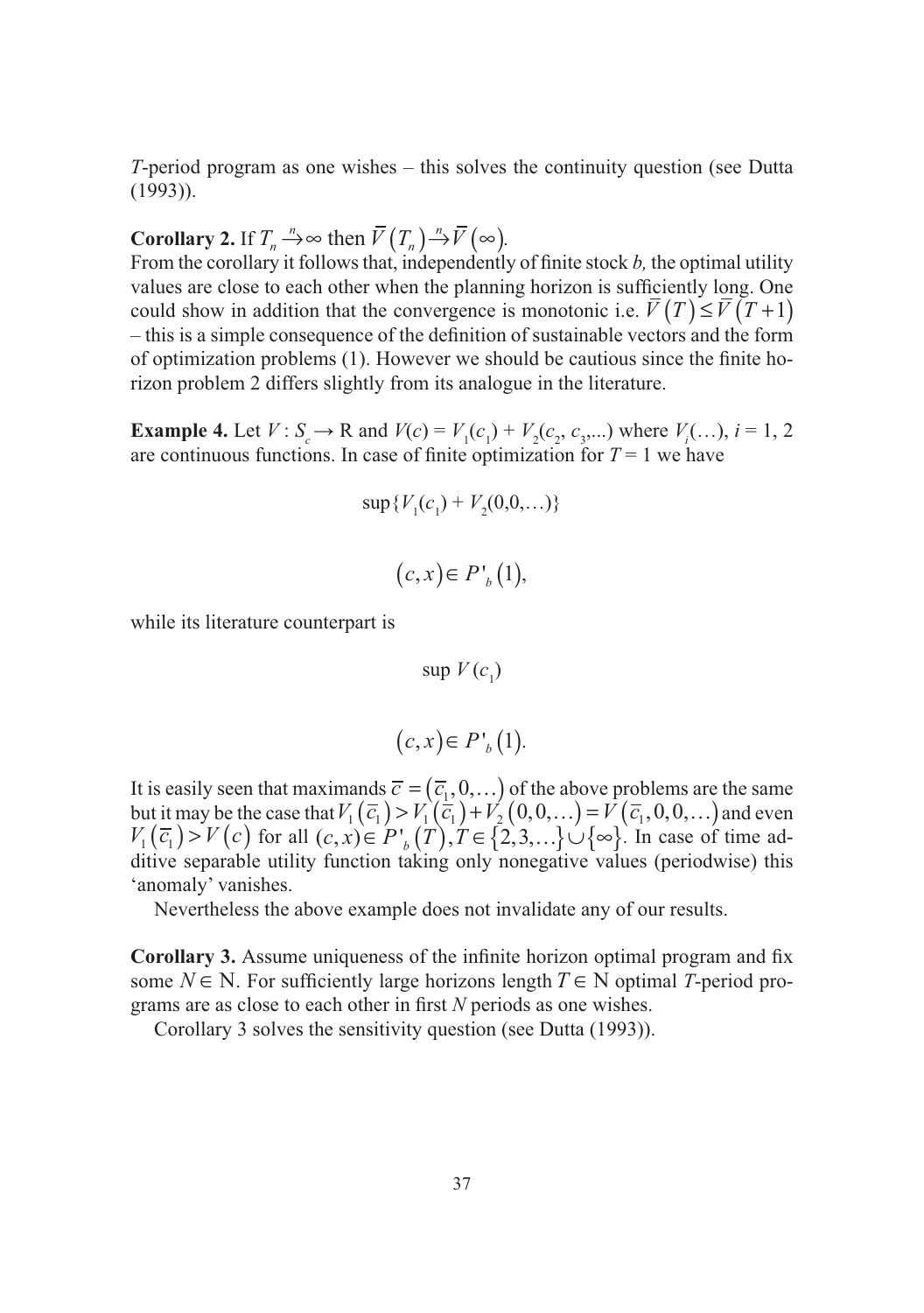*T*-period program as one wishes – this solves the continuity question (see Dutta (1993)).

**Corollary 2.** If $T_n \xrightarrow{n} \infty$ then $\bar{V}(T_n) \xrightarrow{n} \bar{V}(\infty)$.
From the corollary it follows that, independently of finite stock *b,* the optimal utility values are close to each other when the planning horizon is sufficiently long. One could show in addition that the convergence is monotonic i.e. $\bar{V}(T) \leq \bar{V}(T+1)$ – this is a simple consequence of the definition of sustainable vectors and the form of optimization problems (1). However we should be cautious since the finite horizon problem 2 differs slightly from its analogue in the literature.

**Example 4.** Let $V : S_c \to \mathrm{R}$ and $V(c) = V_1(c_1) + V_2(c_2, c_3, ...)$ where $V_i(\ldots)$, $i = 1, 2$ are continuous functions. In case of finite optimization for $T = 1$ we have

$$\sup\{V_1(c_1) + V_2(0,0,\ldots)\}$$

$$(c, x) \in P'_b(1),$$

while its literature counterpart is

$$\sup V(c_1)$$

$$(c, x) \in P'_b(1).$$

It is easily seen that maximands $\bar{c} = (\bar{c}_1, 0, \ldots)$ of the above problems are the same but it may be the case that $V_1(\bar{c}_1) > V_1(\bar{c}_1) + V_2(0,0,\ldots) = V(\bar{c}_1, 0, 0, \ldots)$ and even $V_1(\bar{c}_1) > V(c)$ for all $(c, x) \in P'_b(T), T \in \{2, 3, \ldots\} \cup \{\infty\}$. In case of time additive separable utility function taking only nonegative values (periodwise) this 'anomaly' vanishes.

Nevertheless the above example does not invalidate any of our results.

**Corollary 3.** Assume uniqueness of the infinite horizon optimal program and fix some $N \in \mathrm{N}$. For sufficiently large horizons length $T \in \mathrm{N}$ optimal *T*-period programs are as close to each other in first *N* periods as one wishes.

Corollary 3 solves the sensitivity question (see Dutta (1993)).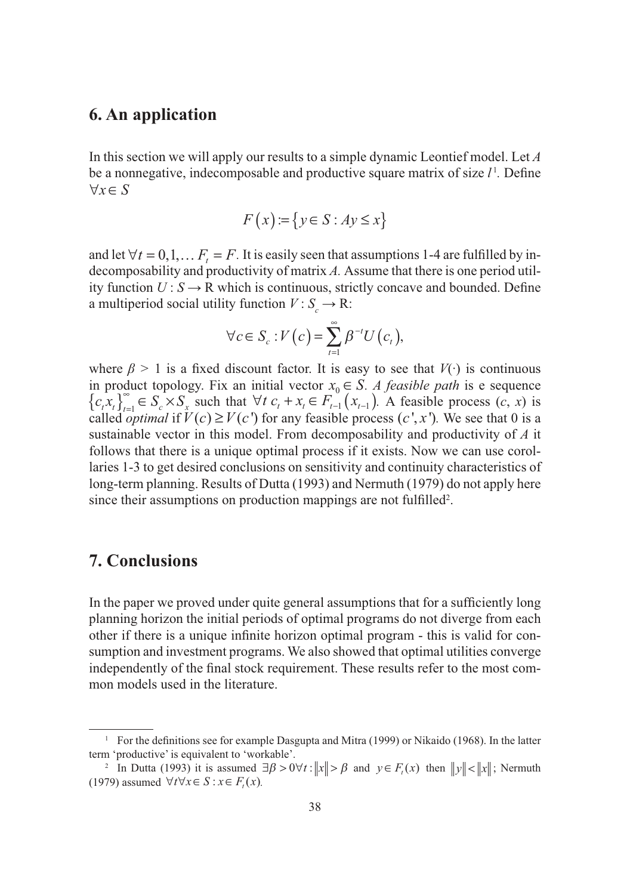## 6. An application

In this section we will apply our results to a simple dynamic Leontief model. Let $A$ be a nonnegative, indecomposable and productive square matrix of size $l$[1]. Define $\forall x \in S$

$$F(x) := \{ y \in S : Ay \leq x \}$$

and let $\forall t = 0,1,\ldots F_t = F$. It is easily seen that assumptions 1-4 are fulfilled by indecomposability and productivity of matrix $A$. Assume that there is one period utility function $U : S \to \mathrm{R}$ which is continuous, strictly concave and bounded. Define a multiperiod social utility function $V : S_c \to \mathrm{R}$:

$$\forall c \in S_c : V(c) = \sum_{t=1}^{\infty} \beta^{-t} U(c_t),$$

where $\beta > 1$ is a fixed discount factor. It is easy to see that $V(\cdot)$ is continuous in product topology. Fix an initial vector $x_0 \in S$. *A feasible path* is e sequence $\{c_t x_t\}_{t=1}^{\infty} \in S_c \times S_x$ such that $\forall t \; c_t + x_t \in F_{t-1}(x_{t-1})$. A feasible process $(c, x)$ is called *optimal* if $V(c) \geq V(c')$ for any feasible process $(c', x')$. We see that 0 is a sustainable vector in this model. From decomposability and productivity of $A$ it follows that there is a unique optimal process if it exists. Now we can use corollaries 1-3 to get desired conclusions on sensitivity and continuity characteristics of long-term planning. Results of Dutta (1993) and Nermuth (1979) do not apply here since their assumptions on production mappings are not fulfilled[2].

## 7. Conclusions

In the paper we proved under quite general assumptions that for a sufficiently long planning horizon the initial periods of optimal programs do not diverge from each other if there is a unique infinite horizon optimal program - this is valid for consumption and investment programs. We also showed that optimal utilities converge independently of the final stock requirement. These results refer to the most common models used in the literature.

---

[1] For the definitions see for example Dasgupta and Mitra (1999) or Nikaido (1968). In the latter term 'productive' is equivalent to 'workable'.

[2] In Dutta (1993) it is assumed $\exists \beta > 0 \forall t : \|x\| > \beta$ and $y \in F_t(x)$ then $\|y\| < \|x\|$; Nermuth (1979) assumed $\forall t \forall x \in S : x \in F_t(x)$.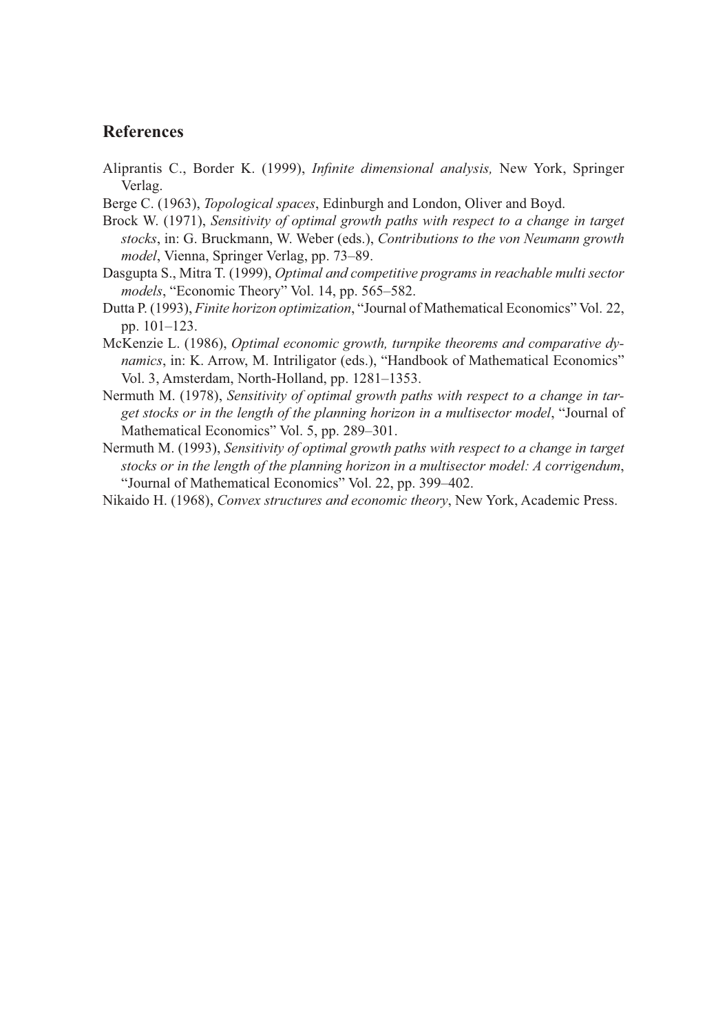## References

Aliprantis C., Border K. (1999), *Infinite dimensional analysis,* New York, Springer Verlag.

Berge C. (1963), *Topological spaces*, Edinburgh and London, Oliver and Boyd.

Brock W. (1971), *Sensitivity of optimal growth paths with respect to a change in target stocks*, in: G. Bruckmann, W. Weber (eds.), *Contributions to the von Neumann growth model*, Vienna, Springer Verlag, pp. 73–89.

Dasgupta S., Mitra T. (1999), *Optimal and competitive programs in reachable multi sector models*, "Economic Theory" Vol. 14, pp. 565–582.

Dutta P. (1993), *Finite horizon optimization*, "Journal of Mathematical Economics" Vol. 22, pp. 101–123.

McKenzie L. (1986), *Optimal economic growth, turnpike theorems and comparative dynamics*, in: K. Arrow, M. Intriligator (eds.), "Handbook of Mathematical Economics" Vol. 3, Amsterdam, North-Holland, pp. 1281–1353.

Nermuth M. (1978), *Sensitivity of optimal growth paths with respect to a change in target stocks or in the length of the planning horizon in a multisector model*, "Journal of Mathematical Economics" Vol. 5, pp. 289–301.

Nermuth M. (1993), *Sensitivity of optimal growth paths with respect to a change in target stocks or in the length of the planning horizon in a multisector model: A corrigendum*, "Journal of Mathematical Economics" Vol. 22, pp. 399–402.

Nikaido H. (1968), *Convex structures and economic theory*, New York, Academic Press.